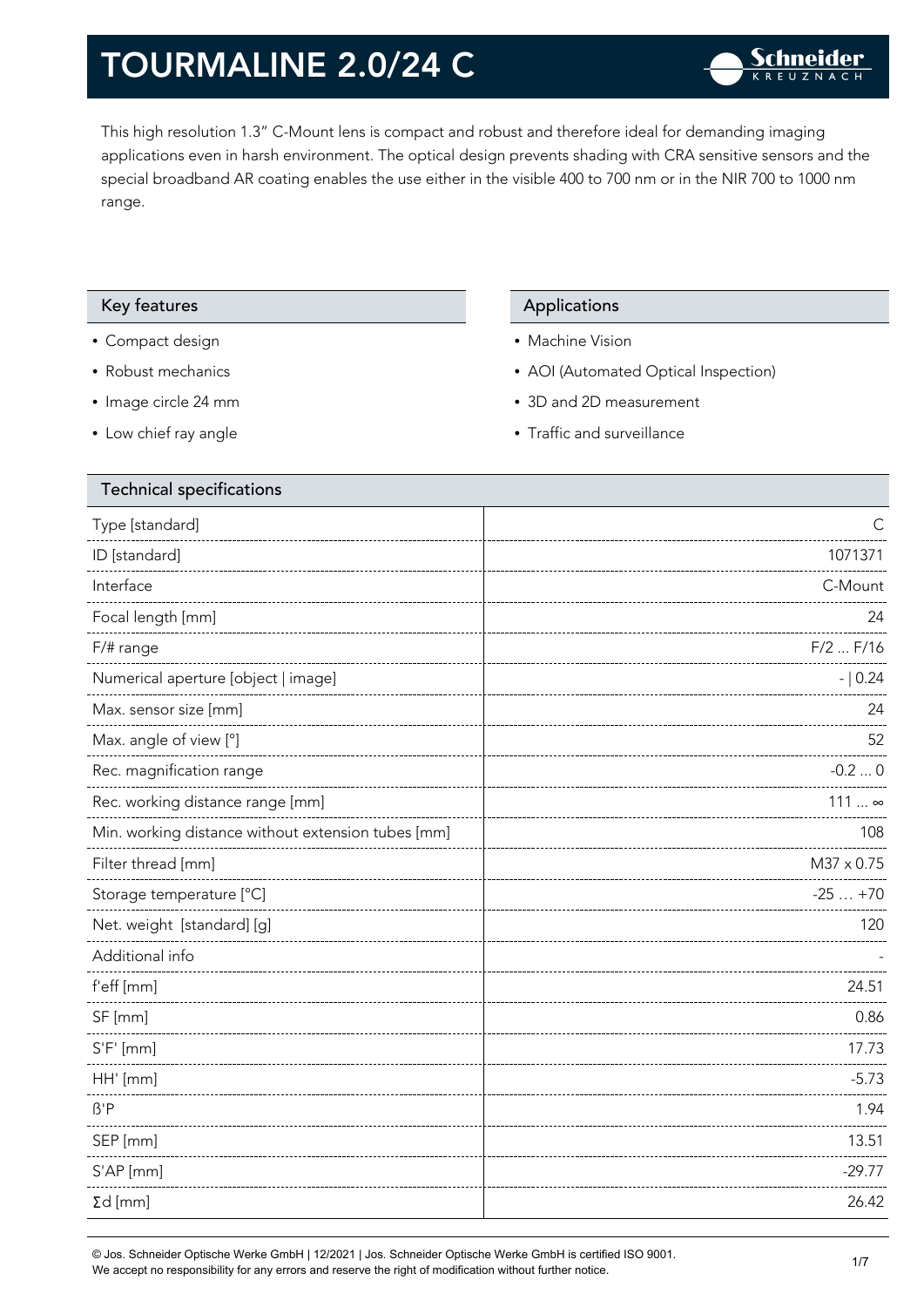# TOURMALINE 2.0/24 C

This high resolution 1.3" C-Mount lens is compact and robust and therefore ideal for demanding imaging applications even in harsh environment. The optical design prevents shading with CRA sensitive sensors and the special broadband AR coating enables the use either in the visible 400 to 700 nm or in the NIR 700 to 1000 nm range.

## Key features

- Compact design
- Robust mechanics
- Image circle 24 mm
- Low chief ray angle

## Applications

- Machine Vision
- AOI (Automated Optical Inspection)
- 3D and 2D measurement
- Traffic and surveillance

## Technical specifications

| Technical specifications | |
|---|---|
| Type [standard] | C |
| ID [standard] | 1071371 |
| Interface | C-Mount |
| Focal length [mm] | 24 |
| F/# range | F/2 ... F/16 |
| Numerical aperture [object \| image] | - \| 0.24 |
| Max. sensor size [mm] | 24 |
| Max. angle of view [°] | 52 |
| Rec. magnification range | -0.2 ... 0 |
| Rec. working distance range [mm] | 111 ... ∞ |
| Min. working distance without extension tubes [mm] | 108 |
| Filter thread [mm] | M37 x 0.75 |
| Storage temperature [°C] | -25 … +70 |
| Net. weight [standard] [g] | 120 |
| Additional info | - |
| f'eff [mm] | 24.51 |
| SF [mm] | 0.86 |
| S'F' [mm] | 17.73 |
| HH' [mm] | -5.73 |
| ß'P | 1.94 |
| SEP [mm] | 13.51 |
| S'AP [mm] | -29.77 |
| Σd [mm] | 26.42 |

© Jos. Schneider Optische Werke GmbH | 12/2021 | Jos. Schneider Optische Werke GmbH is certified ISO 9001.
We accept no responsibility for any errors and reserve the right of modification without further notice.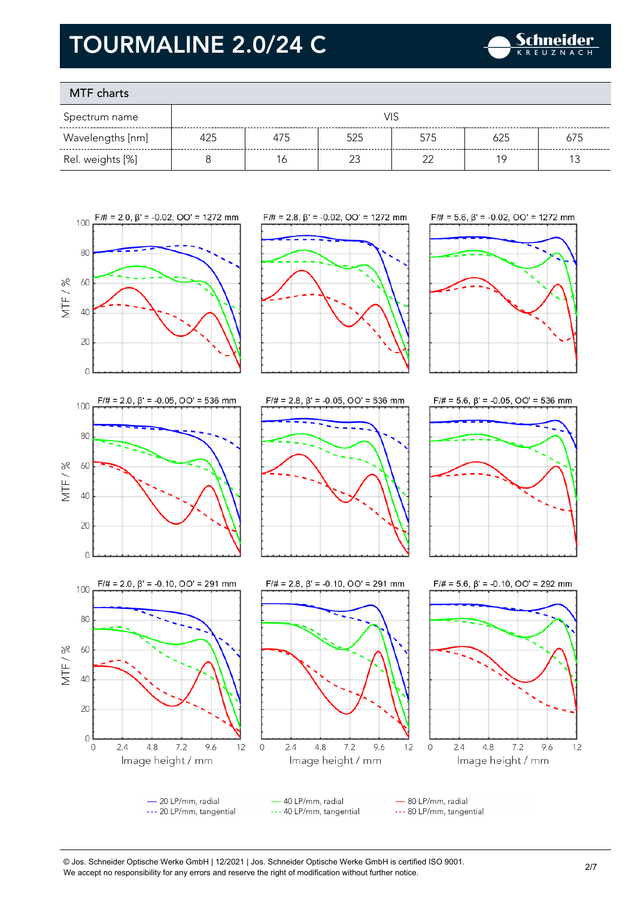# TOURMALINE 2.0/24 C

## MTF charts

| Spectrum name | VIS | | | | | |
|---|---|---|---|---|---|---|
| Wavelengths [nm] | 425 | 475 | 525 | 575 | 625 | 675 |
| Rel. weights [%] | 8 | 16 | 23 | 22 | 19 | 13 |

F/# = 2.0, β' = -0.02, OO' = 1272 mm

F/# = 2.8, β' = -0.02, OO' = 1272 mm

F/# = 5.6, β' = -0.02, OO' = 1272 mm

F/# = 2.0, β' = -0.05, OO' = 536 mm

F/# = 2.8, β' = -0.05, OO' = 536 mm

F/# = 5.6, β' = -0.05, OO' = 536 mm

F/# = 2.0, β' = -0.10, OO' = 291 mm

F/# = 2.8, β' = -0.10, OO' = 291 mm

F/# = 5.6, β' = -0.10, OO' = 292 mm

MTF / %

Image height / mm

— 20 LP/mm, radial
--- 20 LP/mm, tangential
— 40 LP/mm, radial
--- 40 LP/mm, tangential
— 80 LP/mm, radial
--- 80 LP/mm, tangential

© Jos. Schneider Optische Werke GmbH | 12/2021 | Jos. Schneider Optische Werke GmbH is certified ISO 9001.
We accept no responsibility for any errors and reserve the right of modification without further notice.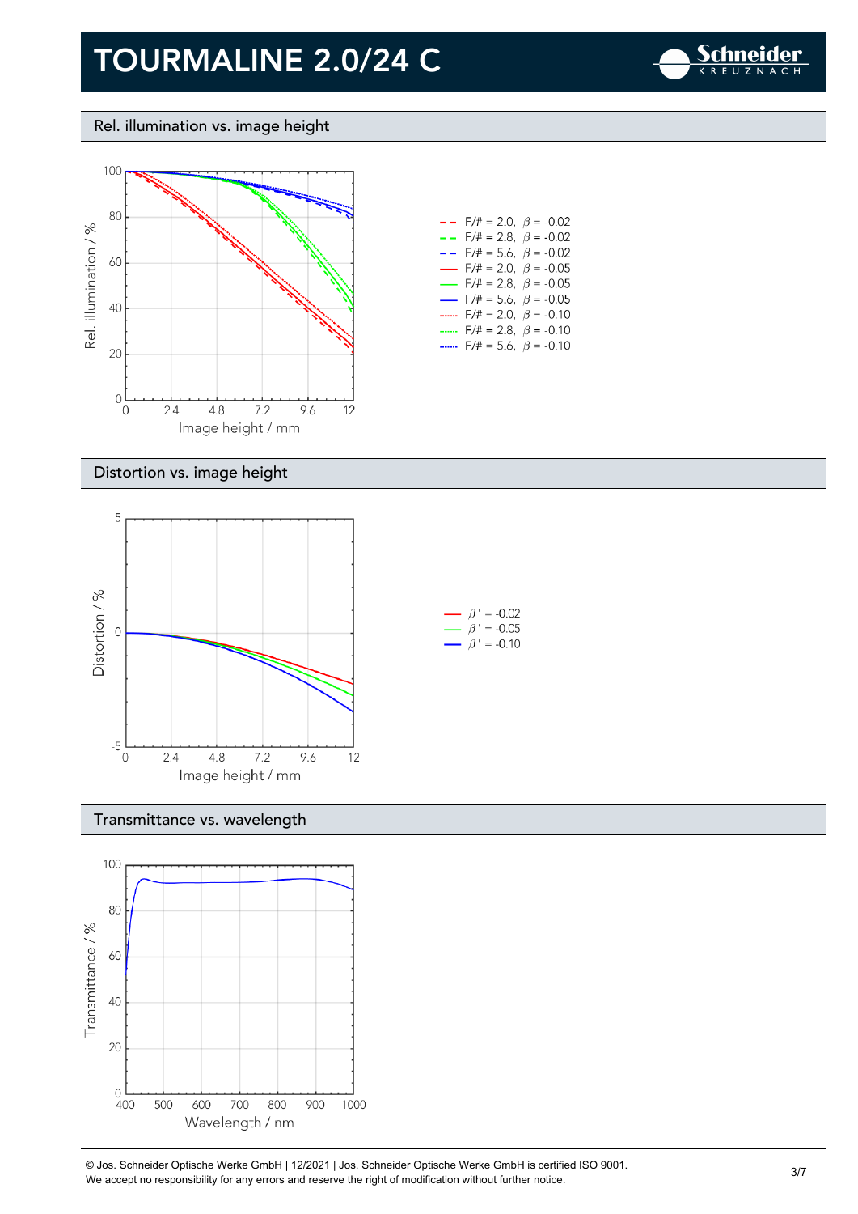# TOURMALINE 2.0/24 C

## Rel. illumination vs. image height

Rel. illumination / %

Image height / mm

- F/# = 2.0, $\beta$ = -0.02
- F/# = 2.8, $\beta$ = -0.02
- F/# = 5.6, $\beta$ = -0.02
- F/# = 2.0, $\beta$ = -0.05
- F/# = 2.8, $\beta$ = -0.05
- F/# = 5.6, $\beta$ = -0.05
- F/# = 2.0, $\beta$ = -0.10
- F/# = 2.8, $\beta$ = -0.10
- F/# = 5.6, $\beta$ = -0.10

## Distortion vs. image height

Distortion / %

Image height / mm

- $\beta'$ = -0.02
- $\beta'$ = -0.05
- $\beta'$ = -0.10

## Transmittance vs. wavelength

Transmittance / %

Wavelength / nm

© Jos. Schneider Optische Werke GmbH | 12/2021 | Jos. Schneider Optische Werke GmbH is certified ISO 9001.
We accept no responsibility for any errors and reserve the right of modification without further notice.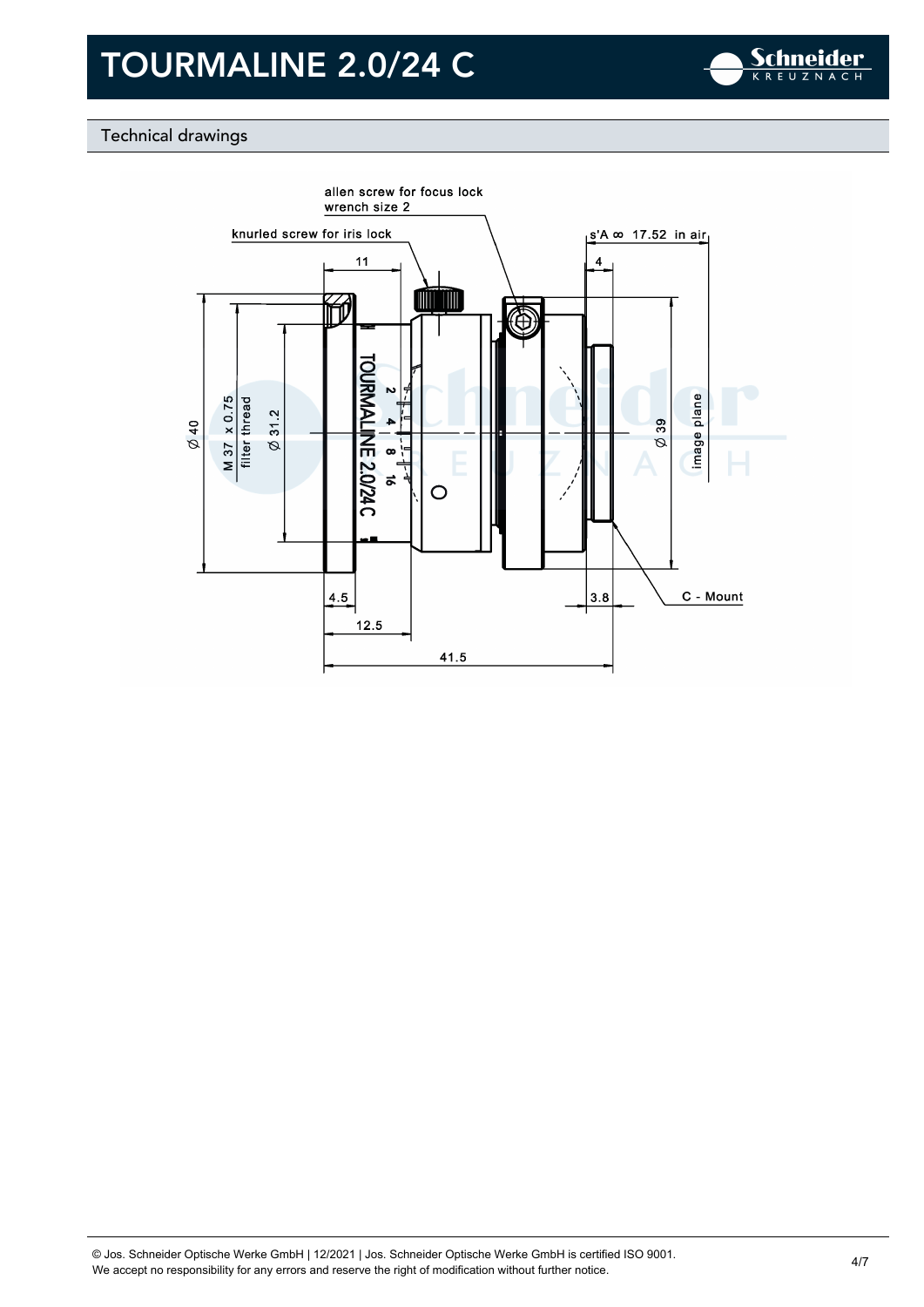## Technical drawings

allen screw for focus lock
wrench size 2

knurled screw for iris lock

s'A ∞ 17.52 in air

11

4

Ø 40

M 37 x 0.75
filter thread

Ø 31.2

Ø 39

image plane

TOURMALINE 2.0/24 C

2 4 8 16

C - Mount

4.5

3.8

12.5

41.5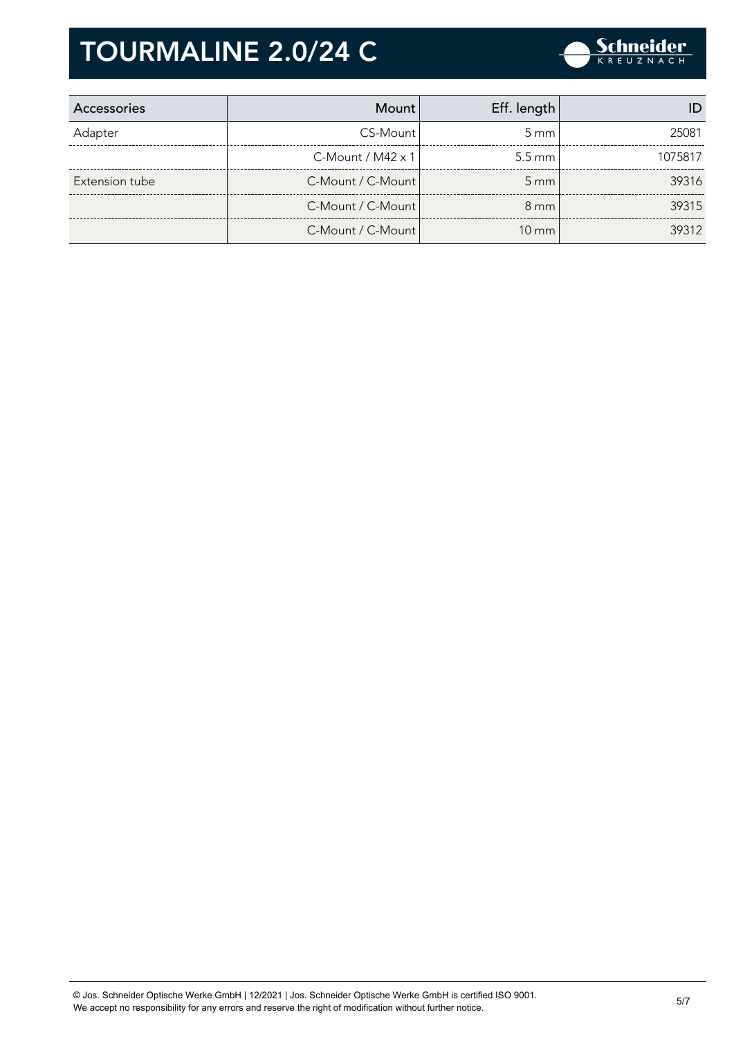| Accessories | Mount | Eff. length | ID |
| --- | --- | --- | --- |
| Adapter | CS-Mount | 5 mm | 25081 |
| | C-Mount / M42 x 1 | 5.5 mm | 1075817 |
| Extension tube | C-Mount / C-Mount | 5 mm | 39316 |
| | C-Mount / C-Mount | 8 mm | 39315 |
| | C-Mount / C-Mount | 10 mm | 39312 |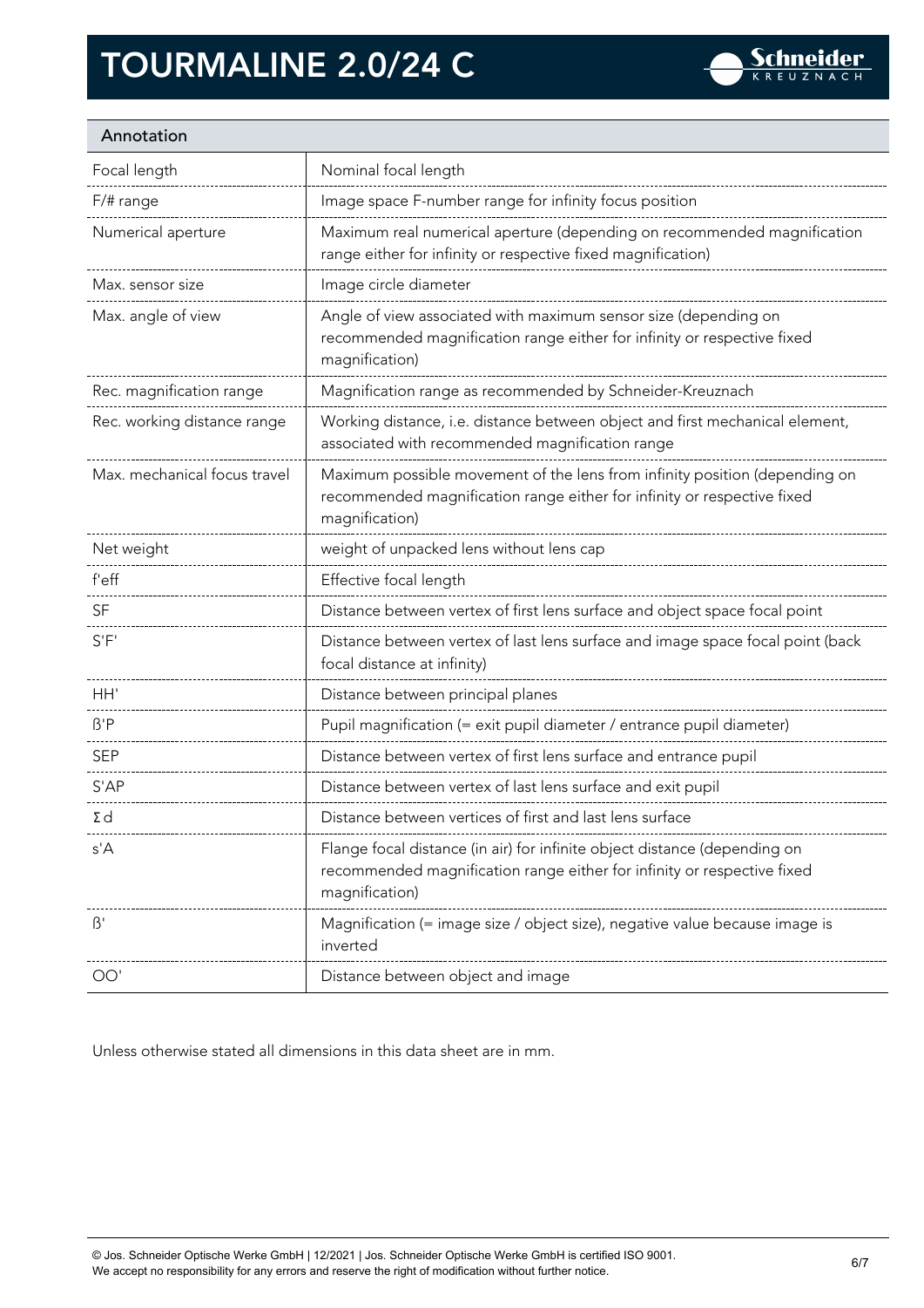# TOURMALINE 2.0/24 C

| Annotation | |
|---|---|
| Focal length | Nominal focal length |
| F/# range | Image space F-number range for infinity focus position |
| Numerical aperture | Maximum real numerical aperture (depending on recommended magnification range either for infinity or respective fixed magnification) |
| Max. sensor size | Image circle diameter |
| Max. angle of view | Angle of view associated with maximum sensor size (depending on recommended magnification range either for infinity or respective fixed magnification) |
| Rec. magnification range | Magnification range as recommended by Schneider-Kreuznach |
| Rec. working distance range | Working distance, i.e. distance between object and first mechanical element, associated with recommended magnification range |
| Max. mechanical focus travel | Maximum possible movement of the lens from infinity position (depending on recommended magnification range either for infinity or respective fixed magnification) |
| Net weight | weight of unpacked lens without lens cap |
| f'eff | Effective focal length |
| SF | Distance between vertex of first lens surface and object space focal point |
| S'F' | Distance between vertex of last lens surface and image space focal point (back focal distance at infinity) |
| HH' | Distance between principal planes |
| ß'P | Pupil magnification (= exit pupil diameter / entrance pupil diameter) |
| SEP | Distance between vertex of first lens surface and entrance pupil |
| S'AP | Distance between vertex of last lens surface and exit pupil |
| Σ d | Distance between vertices of first and last lens surface |
| s'A | Flange focal distance (in air) for infinite object distance (depending on recommended magnification range either for infinity or respective fixed magnification) |
| ß' | Magnification (= image size / object size), negative value because image is inverted |
| OO' | Distance between object and image |

Unless otherwise stated all dimensions in this data sheet are in mm.

© Jos. Schneider Optische Werke GmbH | 12/2021 | Jos. Schneider Optische Werke GmbH is certified ISO 9001.
We accept no responsibility for any errors and reserve the right of modification without further notice.